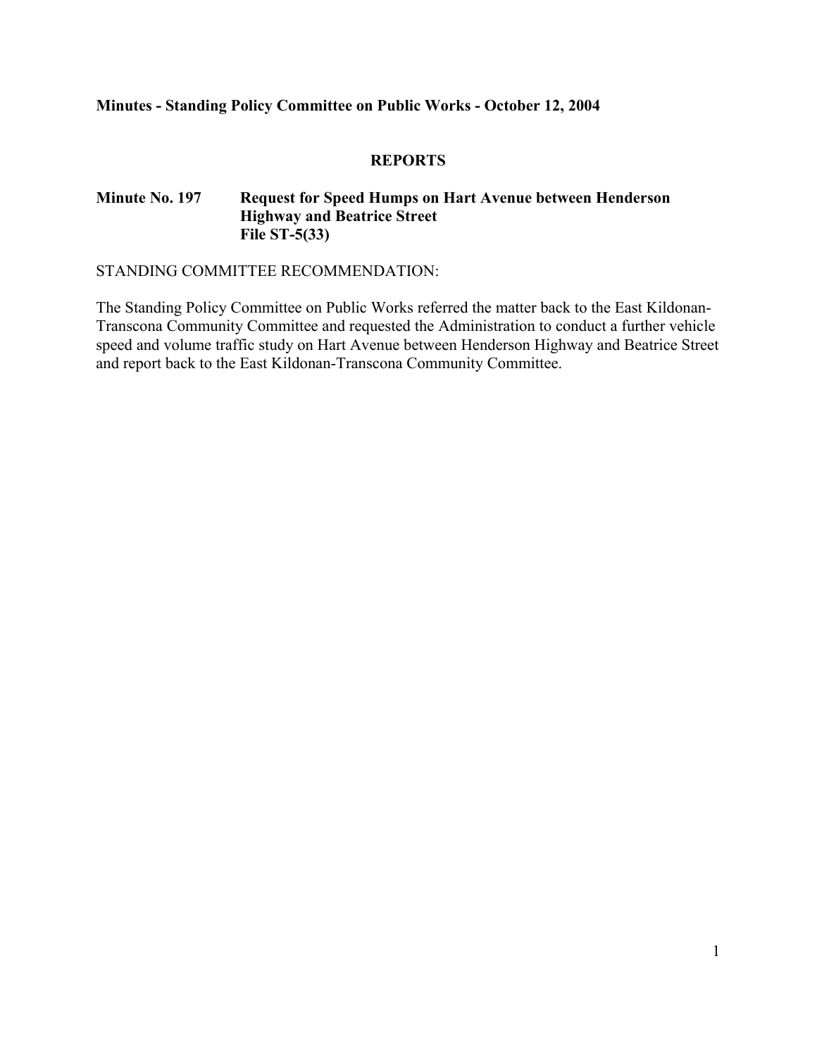**Minutes - Standing Policy Committee on Public Works - October 12, 2004**

## REPORTS

**Minute No. 197 Request for Speed Humps on Hart Avenue between Henderson Highway and Beatrice Street File ST-5(33)**

STANDING COMMITTEE RECOMMENDATION:

The Standing Policy Committee on Public Works referred the matter back to the East Kildonan-Transcona Community Committee and requested the Administration to conduct a further vehicle speed and volume traffic study on Hart Avenue between Henderson Highway and Beatrice Street and report back to the East Kildonan-Transcona Community Committee.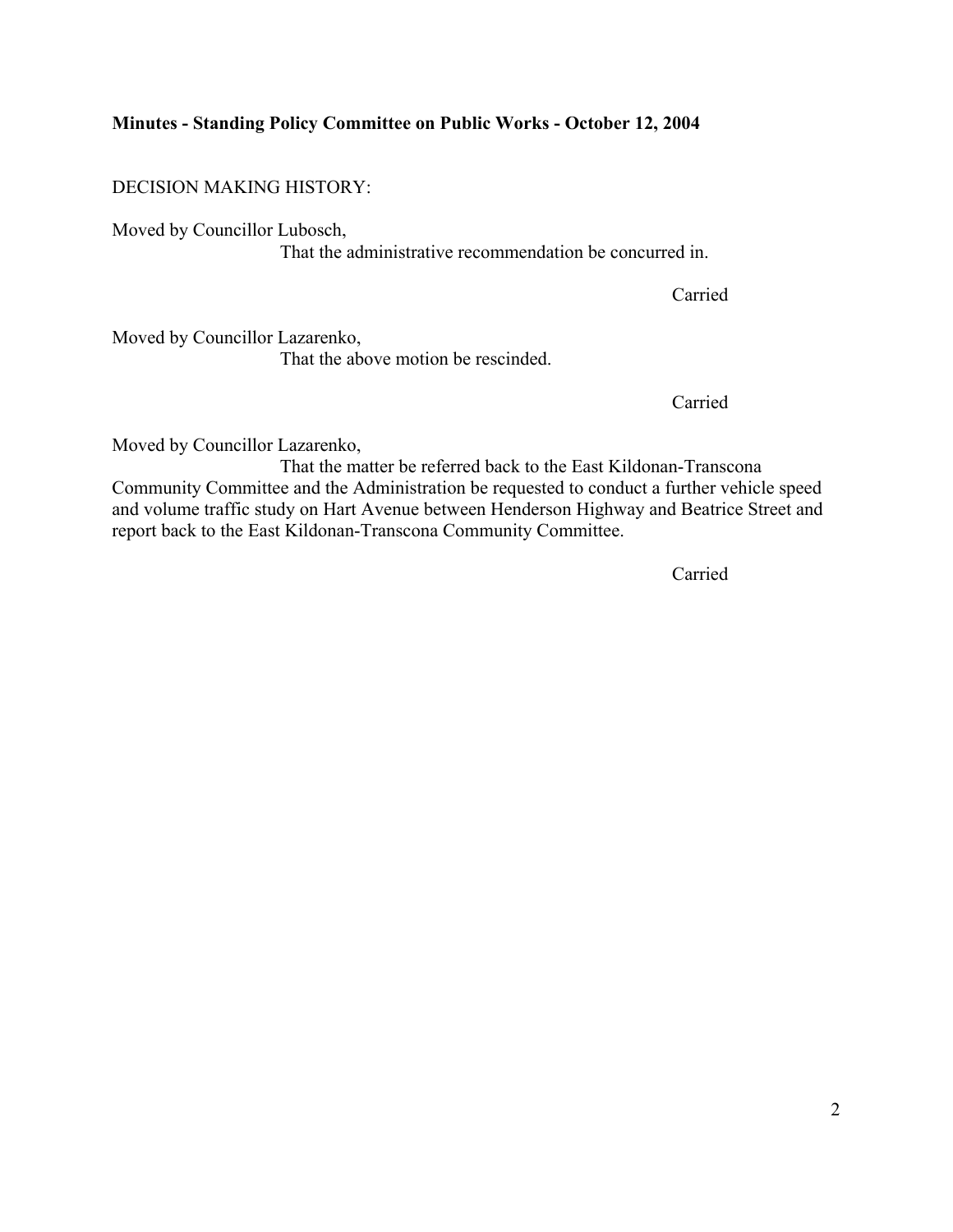**Minutes - Standing Policy Committee on Public Works - October 12, 2004**

DECISION MAKING HISTORY:

Moved by Councillor Lubosch,

That the administrative recommendation be concurred in.

Carried

Moved by Councillor Lazarenko,

That the above motion be rescinded.

Carried

Moved by Councillor Lazarenko,

That the matter be referred back to the East Kildonan-Transcona Community Committee and the Administration be requested to conduct a further vehicle speed and volume traffic study on Hart Avenue between Henderson Highway and Beatrice Street and report back to the East Kildonan-Transcona Community Committee.

Carried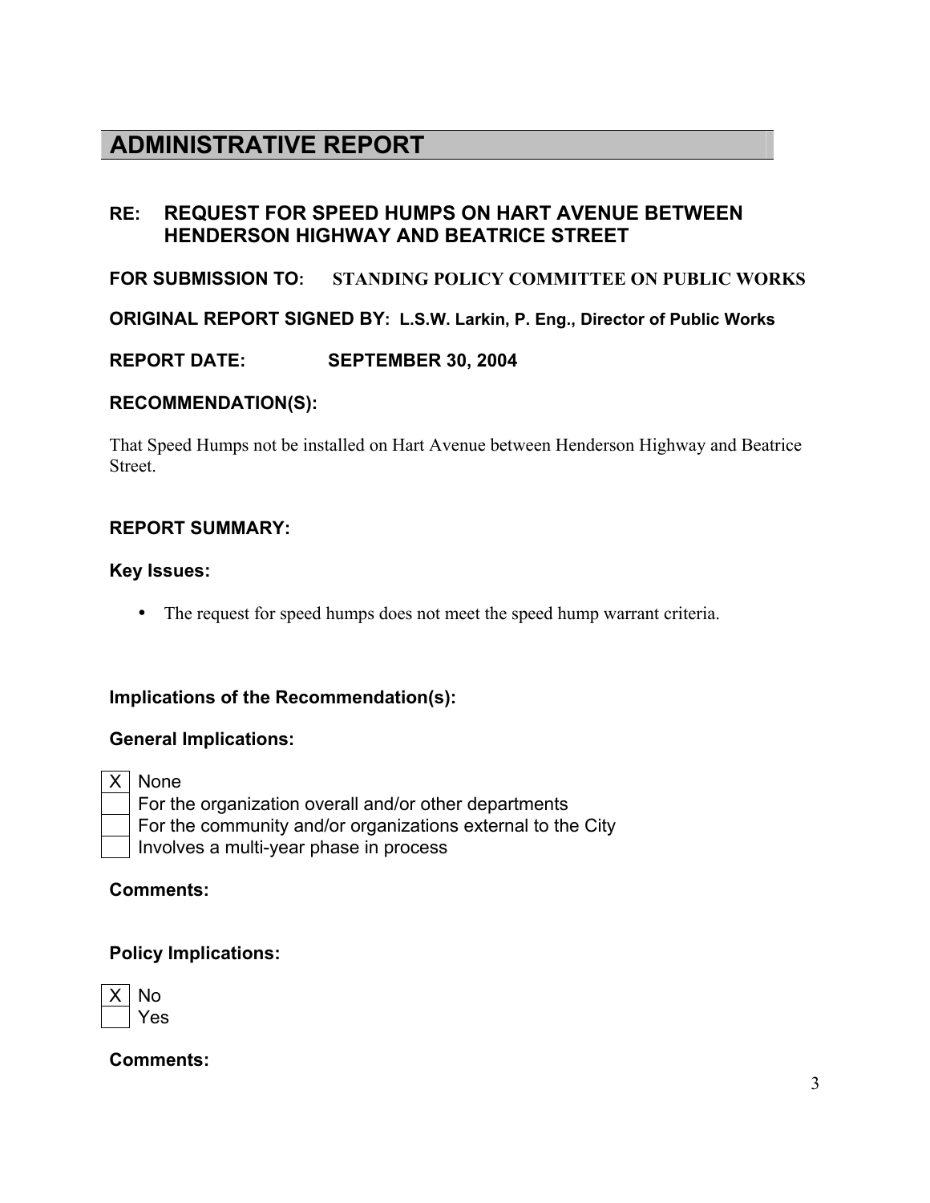# ADMINISTRATIVE REPORT

**RE: REQUEST FOR SPEED HUMPS ON HART AVENUE BETWEEN HENDERSON HIGHWAY AND BEATRICE STREET**

**FOR SUBMISSION TO:** STANDING POLICY COMMITTEE ON PUBLIC WORKS

**ORIGINAL REPORT SIGNED BY:** L.S.W. Larkin, P. Eng., Director of Public Works

**REPORT DATE:** SEPTEMBER 30, 2004

**RECOMMENDATION(S):**

That Speed Humps not be installed on Hart Avenue between Henderson Highway and Beatrice Street.

**REPORT SUMMARY:**

**Key Issues:**

- The request for speed humps does not meet the speed hump warrant criteria.

**Implications of the Recommendation(s):**

**General Implications:**

- [X] None
- [ ] For the organization overall and/or other departments
- [ ] For the community and/or organizations external to the City
- [ ] Involves a multi-year phase in process

**Comments:**

**Policy Implications:**

- [X] No
- [ ] Yes

**Comments:**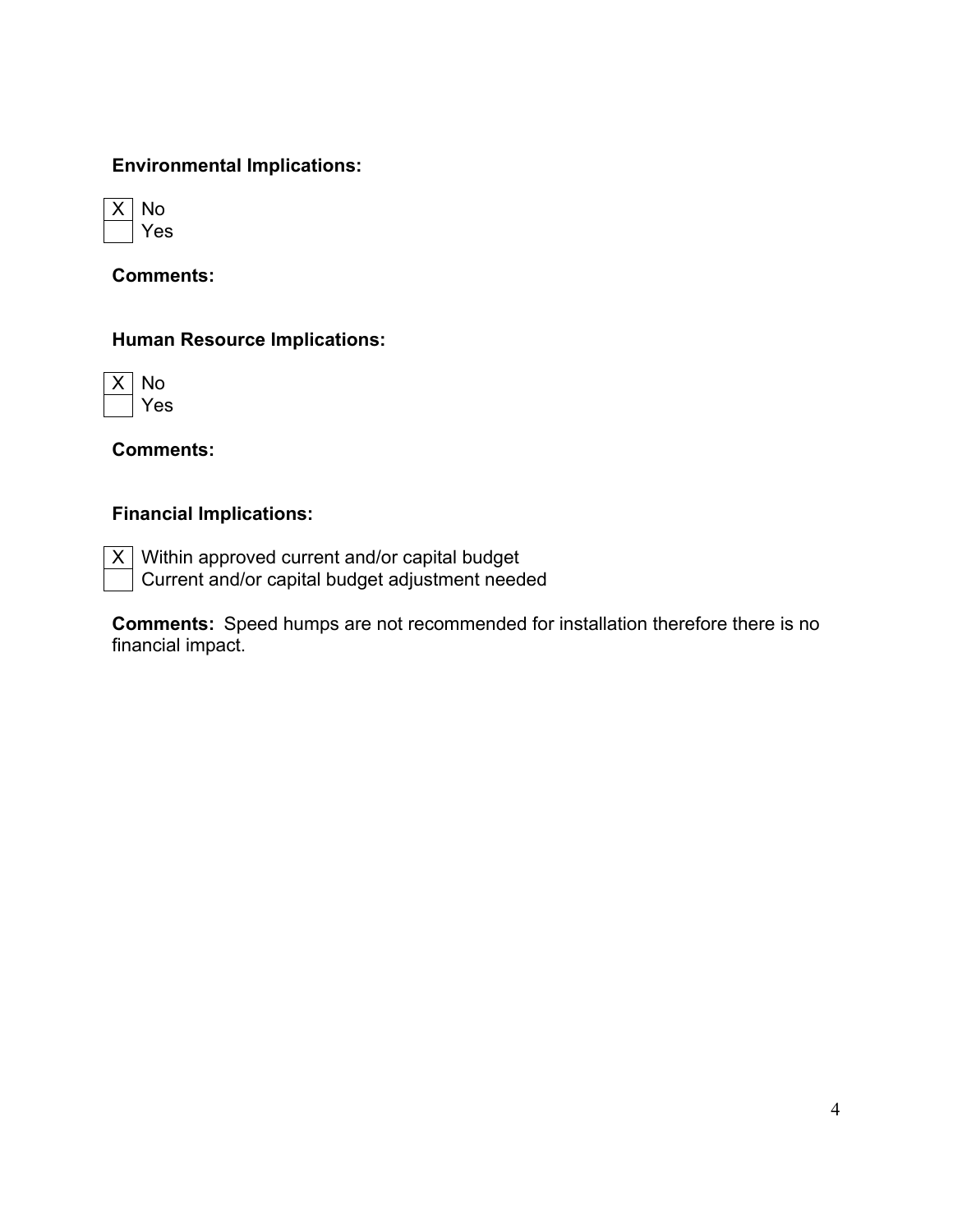**Environmental Implications:**

- [x] No
- [ ] Yes

**Comments:**

**Human Resource Implications:**

- [x] No
- [ ] Yes

**Comments:**

**Financial Implications:**

- [x] Within approved current and/or capital budget
- [ ] Current and/or capital budget adjustment needed

**Comments:** Speed humps are not recommended for installation therefore there is no financial impact.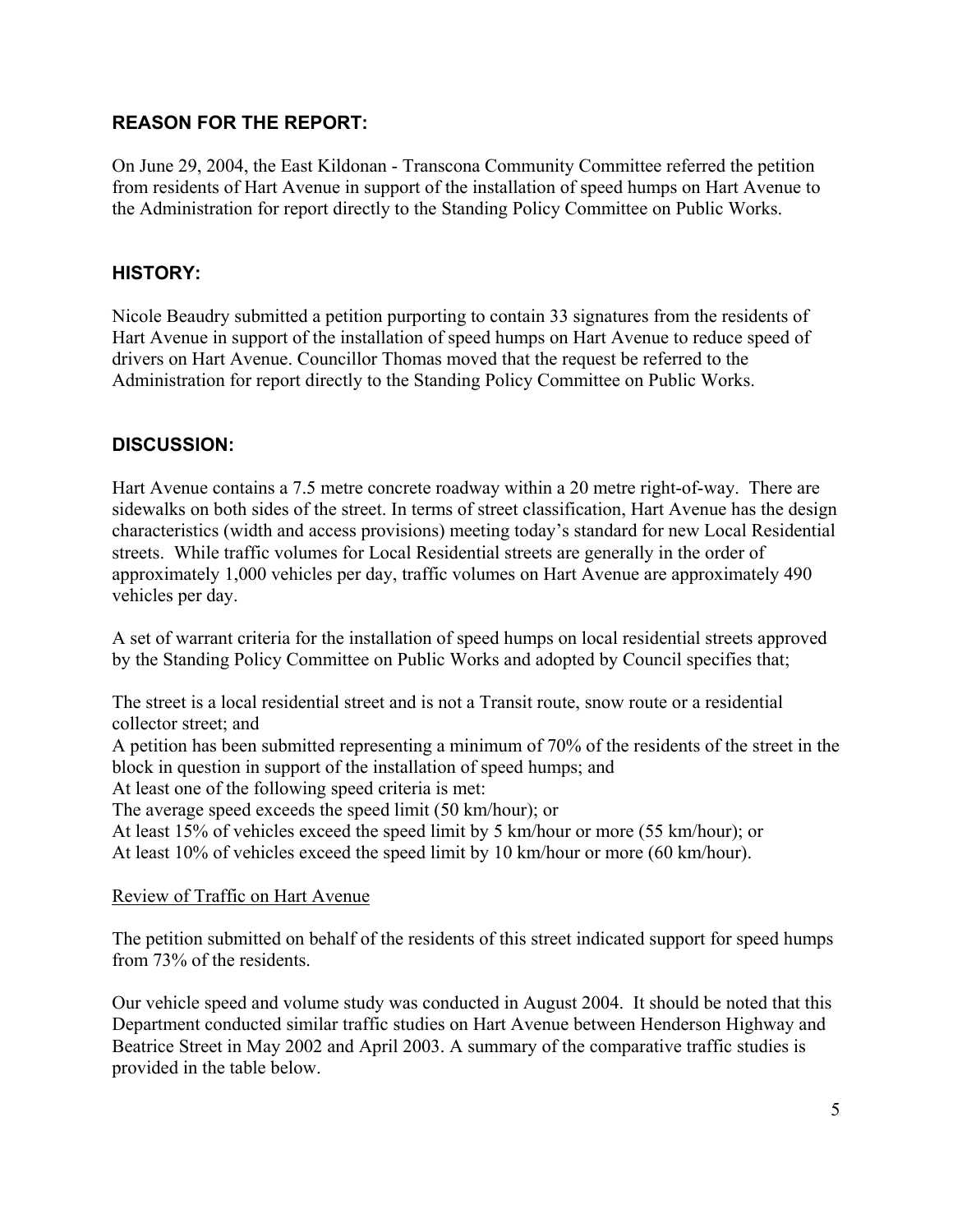## REASON FOR THE REPORT:

On June 29, 2004, the East Kildonan - Transcona Community Committee referred the petition from residents of Hart Avenue in support of the installation of speed humps on Hart Avenue to the Administration for report directly to the Standing Policy Committee on Public Works.

## HISTORY:

Nicole Beaudry submitted a petition purporting to contain 33 signatures from the residents of Hart Avenue in support of the installation of speed humps on Hart Avenue to reduce speed of drivers on Hart Avenue. Councillor Thomas moved that the request be referred to the Administration for report directly to the Standing Policy Committee on Public Works.

## DISCUSSION:

Hart Avenue contains a 7.5 metre concrete roadway within a 20 metre right-of-way. There are sidewalks on both sides of the street. In terms of street classification, Hart Avenue has the design characteristics (width and access provisions) meeting today's standard for new Local Residential streets. While traffic volumes for Local Residential streets are generally in the order of approximately 1,000 vehicles per day, traffic volumes on Hart Avenue are approximately 490 vehicles per day.

A set of warrant criteria for the installation of speed humps on local residential streets approved by the Standing Policy Committee on Public Works and adopted by Council specifies that;

The street is a local residential street and is not a Transit route, snow route or a residential collector street; and
A petition has been submitted representing a minimum of 70% of the residents of the street in the block in question in support of the installation of speed humps; and
At least one of the following speed criteria is met:
The average speed exceeds the speed limit (50 km/hour); or
At least 15% of vehicles exceed the speed limit by 5 km/hour or more (55 km/hour); or
At least 10% of vehicles exceed the speed limit by 10 km/hour or more (60 km/hour).

<u>Review of Traffic on Hart Avenue</u>

The petition submitted on behalf of the residents of this street indicated support for speed humps from 73% of the residents.

Our vehicle speed and volume study was conducted in August 2004. It should be noted that this Department conducted similar traffic studies on Hart Avenue between Henderson Highway and Beatrice Street in May 2002 and April 2003. A summary of the comparative traffic studies is provided in the table below.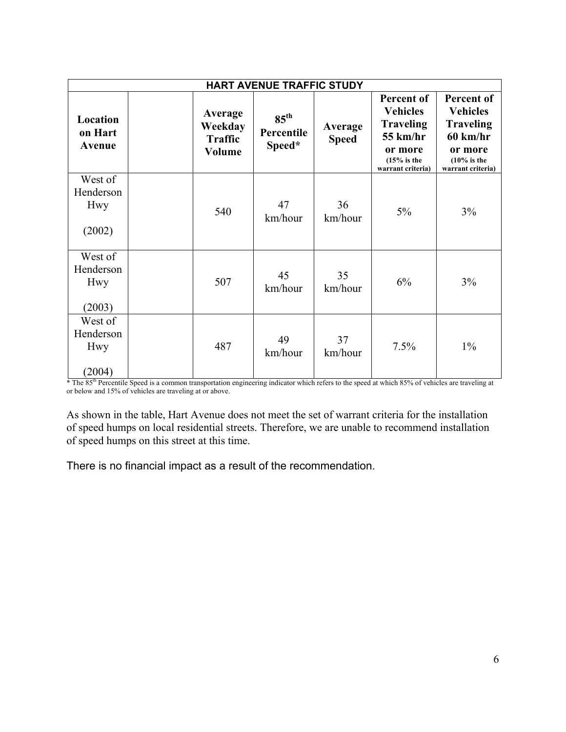| HART AVENUE TRAFFIC STUDY | | | | | | |
|---|---|---|---|---|---|---|
| **Location on Hart Avenue** | | **Average Weekday Traffic Volume** | **85th Percentile Speed*** | **Average Speed** | **Percent of Vehicles Traveling 55 km/hr or more (15% is the warrant criteria)** | **Percent of Vehicles Traveling 60 km/hr or more (10% is the warrant criteria)** |
| West of Henderson Hwy (2002) | | 540 | 47 km/hour | 36 km/hour | 5% | 3% |
| West of Henderson Hwy (2003) | | 507 | 45 km/hour | 35 km/hour | 6% | 3% |
| West of Henderson Hwy (2004) | | 487 | 49 km/hour | 37 km/hour | 7.5% | 1% |

* The 85th Percentile Speed is a common transportation engineering indicator which refers to the speed at which 85% of vehicles are traveling at or below and 15% of vehicles are traveling at or above.

As shown in the table, Hart Avenue does not meet the set of warrant criteria for the installation of speed humps on local residential streets. Therefore, we are unable to recommend installation of speed humps on this street at this time.

There is no financial impact as a result of the recommendation.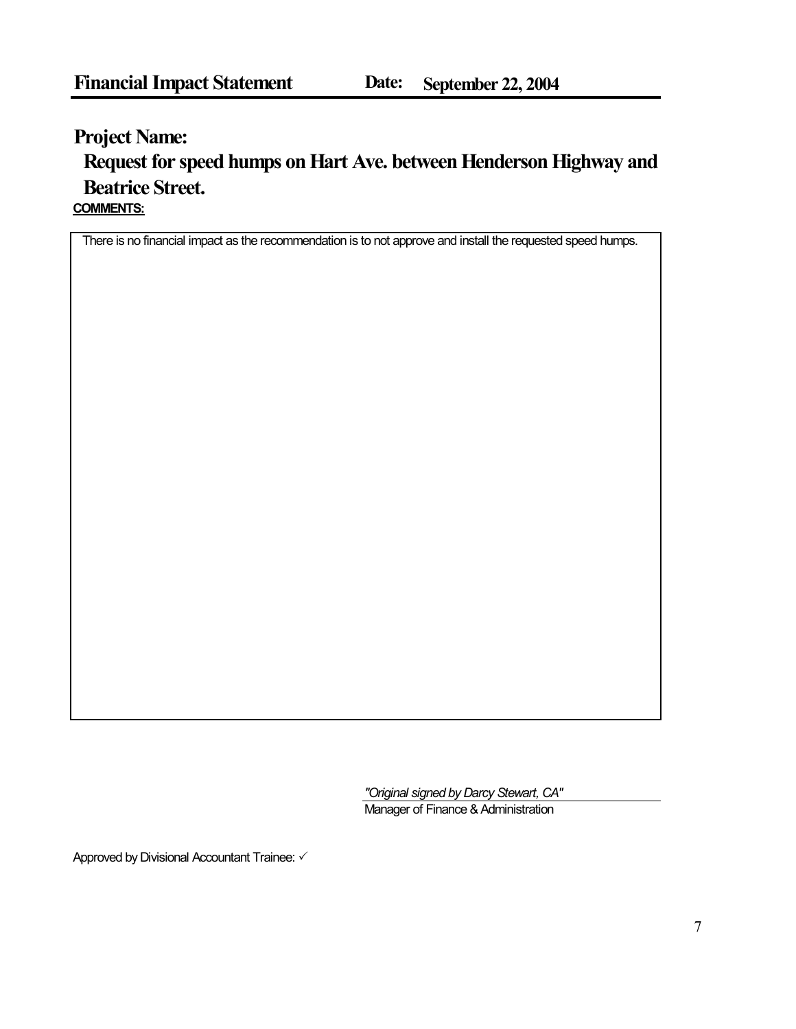# Financial Impact Statement

**Date: September 22, 2004**

## Project Name:

**Request for speed humps on Hart Ave. between Henderson Highway and Beatrice Street.**

**COMMENTS:**

There is no financial impact as the recommendation is to not approve and install the requested speed humps.

*"Original signed by Darcy Stewart, CA"*
Manager of Finance & Administration

Approved by Divisional Accountant Trainee: ✓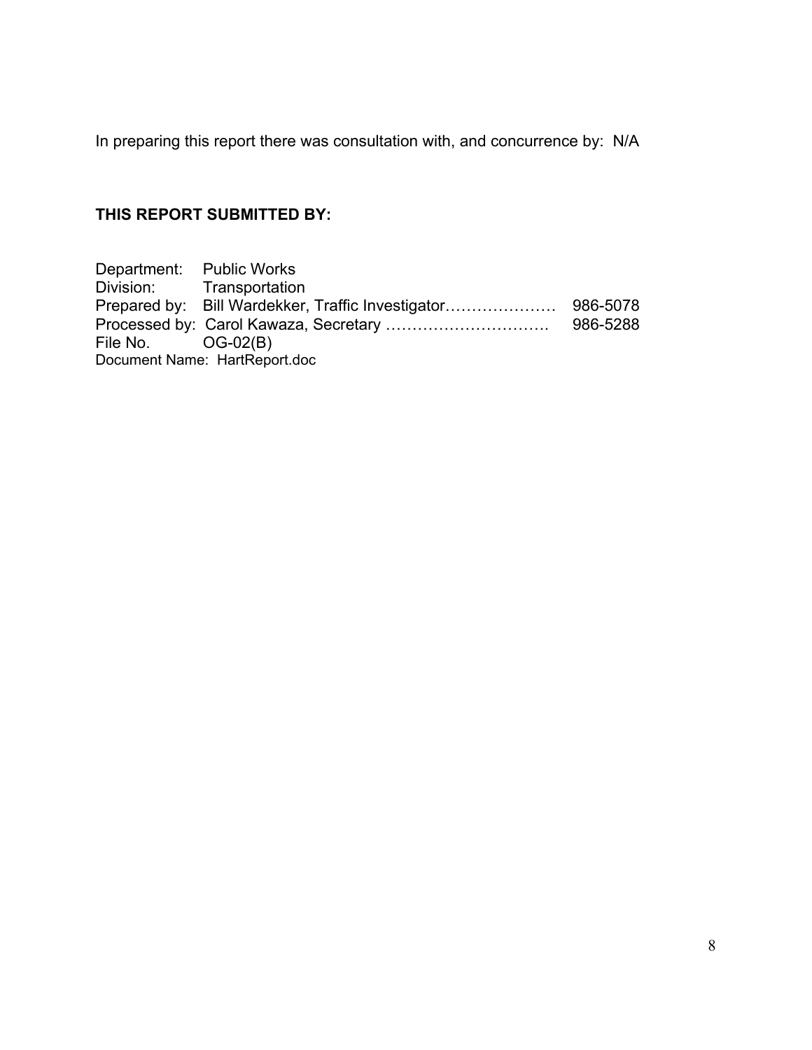In preparing this report there was consultation with, and concurrence by: N/A

**THIS REPORT SUBMITTED BY:**

Department: Public Works
Division: Transportation
Prepared by: Bill Wardekker, Traffic Investigator………………… 986-5078
Processed by: Carol Kawaza, Secretary …………………………. 986-5288
File No. OG-02(B)
Document Name: HartReport.doc